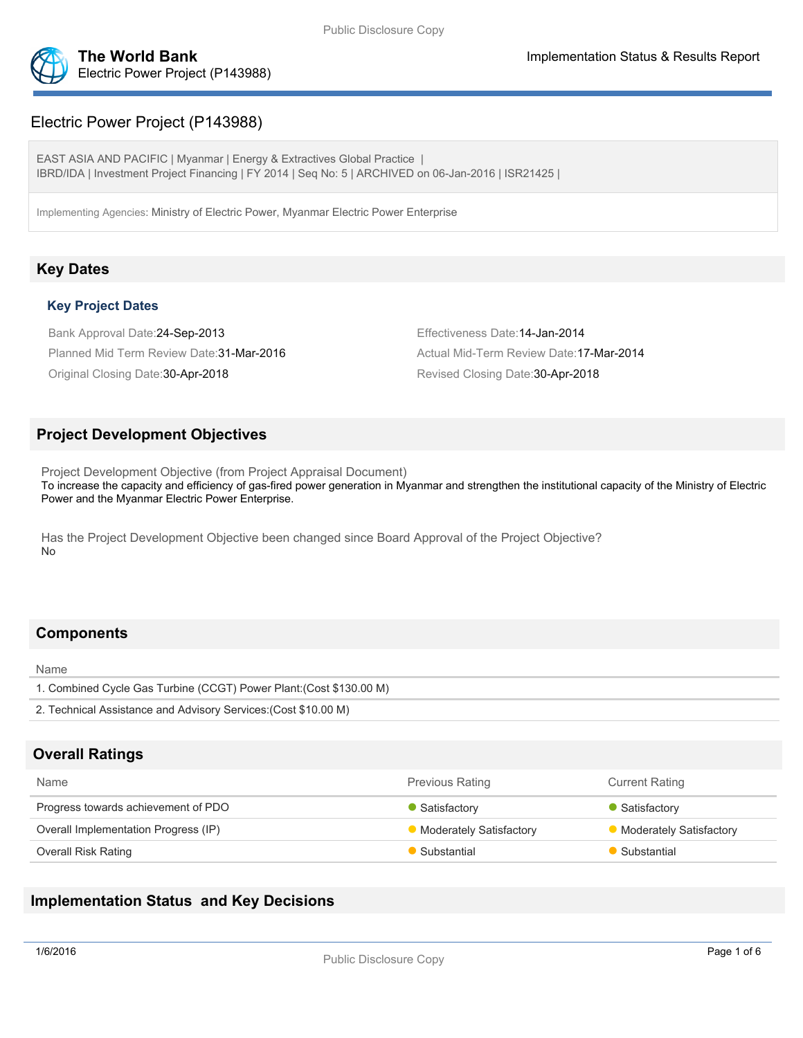# Electric Power Project (P143988)

EAST ASIA AND PACIFIC | Myanmar | Energy & Extractives Global Practice |
IBRD/IDA | Investment Project Financing | FY 2014 | Seq No: 5 | ARCHIVED on 06-Jan-2016 | ISR21425 |

Implementing Agencies: Ministry of Electric Power, Myanmar Electric Power Enterprise

## Key Dates

### Key Project Dates

Bank Approval Date:24-Sep-2013

Effectiveness Date:14-Jan-2014

Planned Mid Term Review Date:31-Mar-2016

Actual Mid-Term Review Date:17-Mar-2014

Original Closing Date:30-Apr-2018

Revised Closing Date:30-Apr-2018

## Project Development Objectives

Project Development Objective (from Project Appraisal Document)

To increase the capacity and efficiency of gas-fired power generation in Myanmar and strengthen the institutional capacity of the Ministry of Electric Power and the Myanmar Electric Power Enterprise.

Has the Project Development Objective been changed since Board Approval of the Project Objective?

No

## Components

| Name |
| --- |
| 1. Combined Cycle Gas Turbine (CCGT) Power Plant:(Cost $130.00 M) |
| 2. Technical Assistance and Advisory Services:(Cost $10.00 M) |

## Overall Ratings

| Name | Previous Rating | Current Rating |
| --- | --- | --- |
| Progress towards achievement of PDO | Satisfactory | Satisfactory |
| Overall Implementation Progress (IP) | Moderately Satisfactory | Moderately Satisfactory |
| Overall Risk Rating | Substantial | Substantial |

## Implementation Status and Key Decisions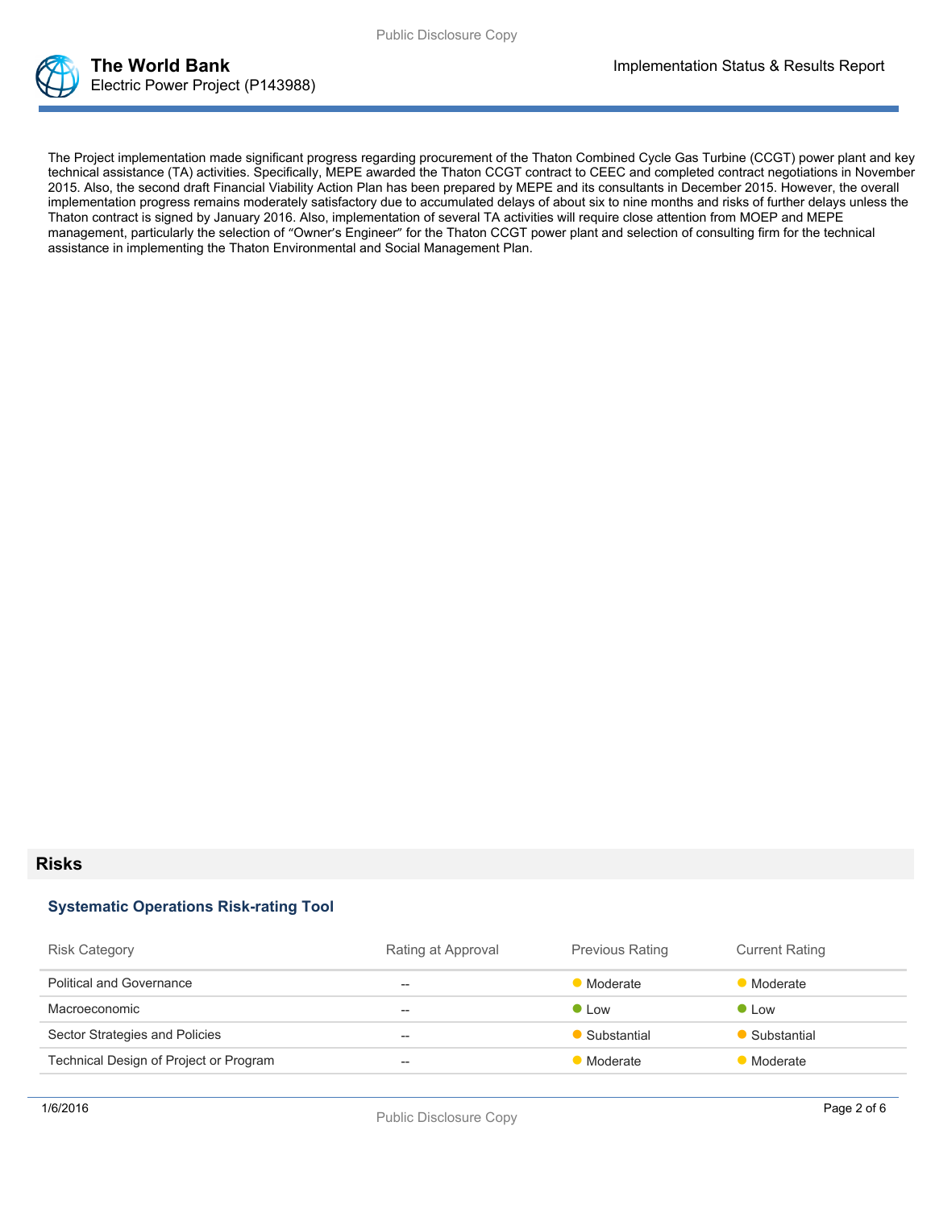The Project implementation made significant progress regarding procurement of the Thaton Combined Cycle Gas Turbine (CCGT) power plant and key technical assistance (TA) activities. Specifically, MEPE awarded the Thaton CCGT contract to CEEC and completed contract negotiations in November 2015. Also, the second draft Financial Viability Action Plan has been prepared by MEPE and its consultants in December 2015. However, the overall implementation progress remains moderately satisfactory due to accumulated delays of about six to nine months and risks of further delays unless the Thaton contract is signed by January 2016. Also, implementation of several TA activities will require close attention from MOEP and MEPE management, particularly the selection of "Owner's Engineer" for the Thaton CCGT power plant and selection of consulting firm for the technical assistance in implementing the Thaton Environmental and Social Management Plan.

## Risks

### Systematic Operations Risk-rating Tool

| Risk Category | Rating at Approval | Previous Rating | Current Rating |
|---|---|---|---|
| Political and Governance | -- | Moderate | Moderate |
| Macroeconomic | -- | Low | Low |
| Sector Strategies and Policies | -- | Substantial | Substantial |
| Technical Design of Project or Program | -- | Moderate | Moderate |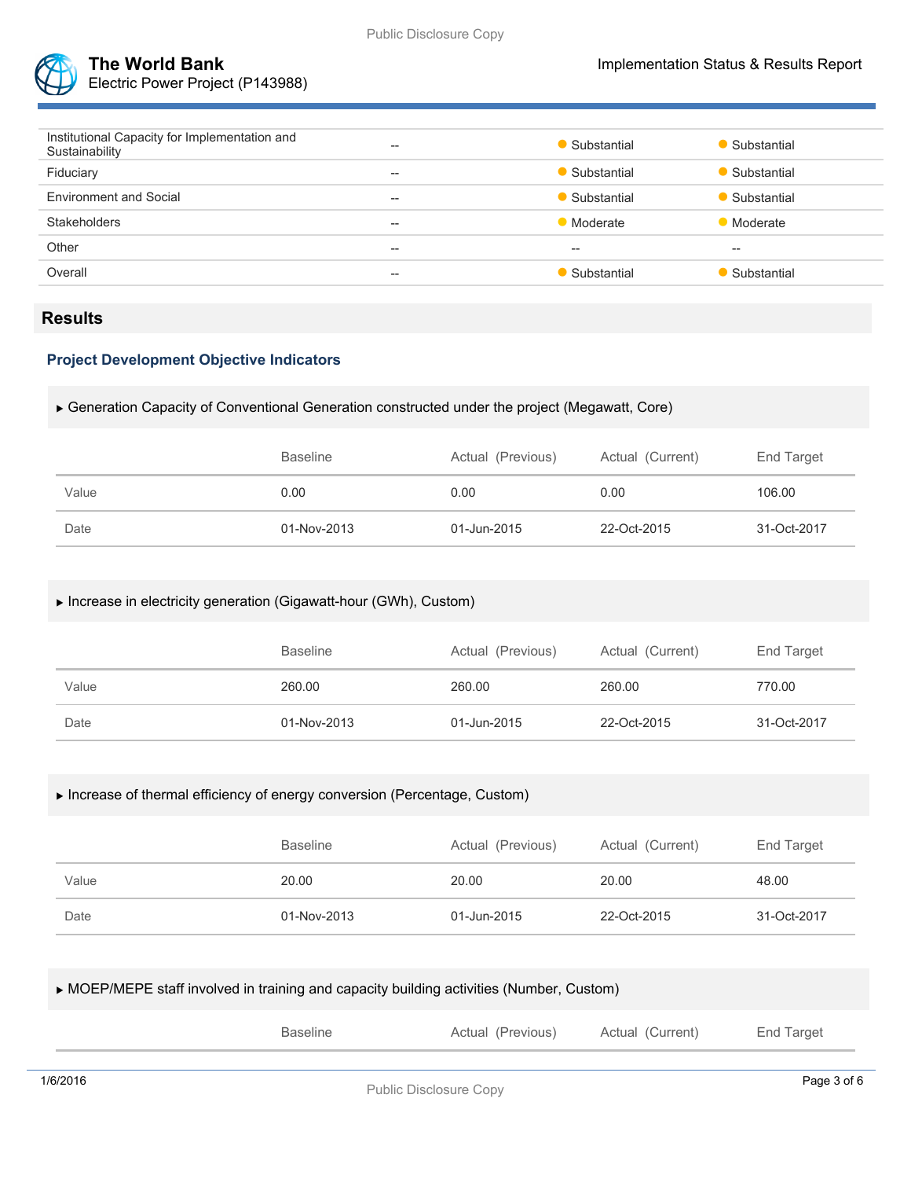| | | | |
|---|---|---|---|
| Institutional Capacity for Implementation and Sustainability | -- | Substantial | Substantial |
| Fiduciary | -- | Substantial | Substantial |
| Environment and Social | -- | Substantial | Substantial |
| Stakeholders | -- | Moderate | Moderate |
| Other | -- | -- | -- |
| Overall | -- | Substantial | Substantial |

## Results

### Project Development Objective Indicators

▸ Generation Capacity of Conventional Generation constructed under the project (Megawatt, Core)

| | Baseline | Actual (Previous) | Actual (Current) | End Target |
|---|---|---|---|---|
| Value | 0.00 | 0.00 | 0.00 | 106.00 |
| Date | 01-Nov-2013 | 01-Jun-2015 | 22-Oct-2015 | 31-Oct-2017 |

▸ Increase in electricity generation (Gigawatt-hour (GWh), Custom)

| | Baseline | Actual (Previous) | Actual (Current) | End Target |
|---|---|---|---|---|
| Value | 260.00 | 260.00 | 260.00 | 770.00 |
| Date | 01-Nov-2013 | 01-Jun-2015 | 22-Oct-2015 | 31-Oct-2017 |

▸ Increase of thermal efficiency of energy conversion (Percentage, Custom)

| | Baseline | Actual (Previous) | Actual (Current) | End Target |
|---|---|---|---|---|
| Value | 20.00 | 20.00 | 20.00 | 48.00 |
| Date | 01-Nov-2013 | 01-Jun-2015 | 22-Oct-2015 | 31-Oct-2017 |

▸ MOEP/MEPE staff involved in training and capacity building activities (Number, Custom)

| | Baseline | Actual (Previous) | Actual (Current) | End Target |
|---|---|---|---|---|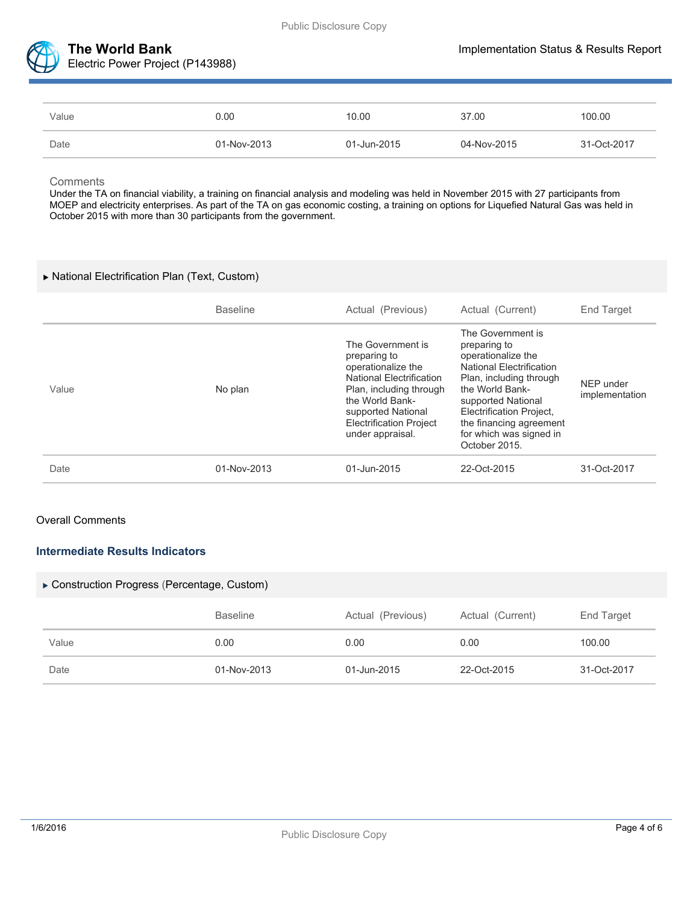| | | | | |
|---|---|---|---|---|
| Value | 0.00 | 10.00 | 37.00 | 100.00 |
| Date | 01-Nov-2013 | 01-Jun-2015 | 04-Nov-2015 | 31-Oct-2017 |

Comments

Under the TA on financial viability, a training on financial analysis and modeling was held in November 2015 with 27 participants from MOEP and electricity enterprises. As part of the TA on gas economic costing, a training on options for Liquefied Natural Gas was held in October 2015 with more than 30 participants from the government.

### ▶ National Electrification Plan (Text, Custom)

| | Baseline | Actual (Previous) | Actual (Current) | End Target |
|---|---|---|---|---|
| Value | No plan | The Government is preparing to operationalize the National Electrification Plan, including through the World Bank-supported National Electrification Project under appraisal. | The Government is preparing to operationalize the National Electrification Plan, including through the World Bank-supported National Electrification Project, the financing agreement for which was signed in October 2015. | NEP under implementation |
| Date | 01-Nov-2013 | 01-Jun-2015 | 22-Oct-2015 | 31-Oct-2017 |

Overall Comments

## Intermediate Results Indicators

### ▶ Construction Progress (Percentage, Custom)

| | Baseline | Actual (Previous) | Actual (Current) | End Target |
|---|---|---|---|---|
| Value | 0.00 | 0.00 | 0.00 | 100.00 |
| Date | 01-Nov-2013 | 01-Jun-2015 | 22-Oct-2015 | 31-Oct-2017 |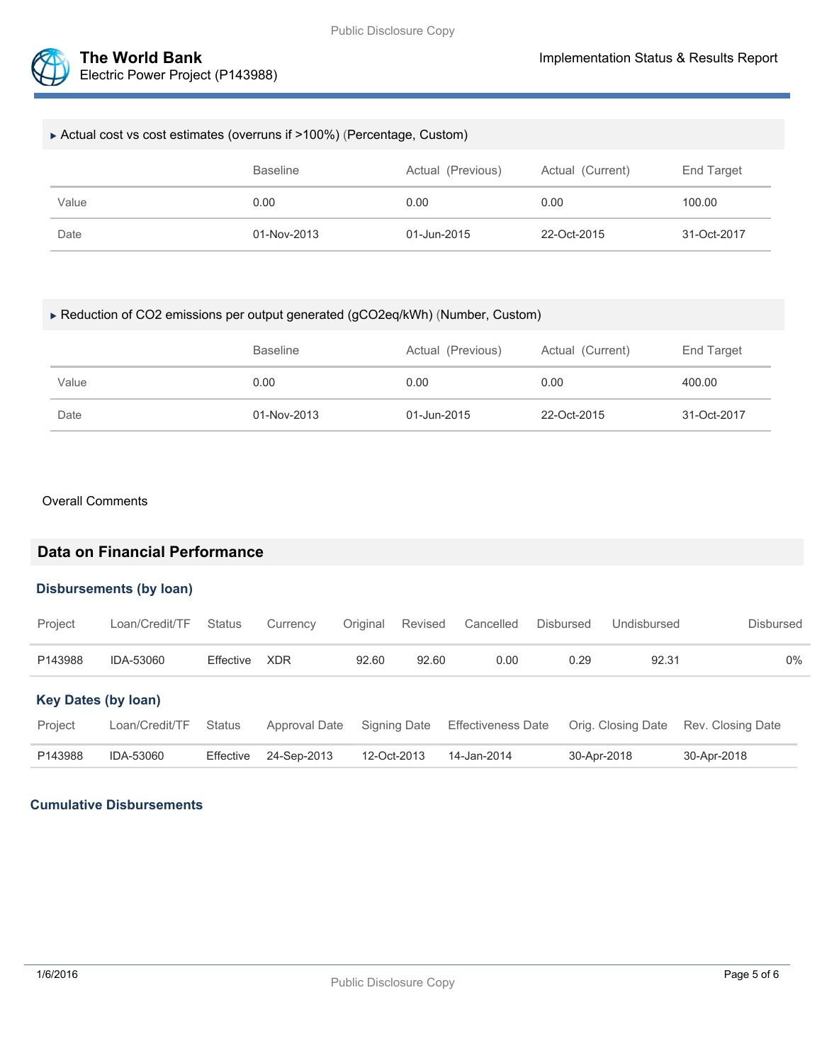▸ Actual cost vs cost estimates (overruns if >100%) (Percentage, Custom)

| | Baseline | Actual (Previous) | Actual (Current) | End Target |
|---|---|---|---|---|
| Value | 0.00 | 0.00 | 0.00 | 100.00 |
| Date | 01-Nov-2013 | 01-Jun-2015 | 22-Oct-2015 | 31-Oct-2017 |

▸ Reduction of $CO_2$ emissions per output generated (gCO2eq/kWh) (Number, Custom)

| | Baseline | Actual (Previous) | Actual (Current) | End Target |
|---|---|---|---|---|
| Value | 0.00 | 0.00 | 0.00 | 400.00 |
| Date | 01-Nov-2013 | 01-Jun-2015 | 22-Oct-2015 | 31-Oct-2017 |

Overall Comments

## Data on Financial Performance

### Disbursements (by loan)

| Project | Loan/Credit/TF | Status | Currency | Original | Revised | Cancelled | Disbursed | Undisbursed | Disbursed |
|---|---|---|---|---|---|---|---|---|---|
| P143988 | IDA-53060 | Effective | XDR | 92.60 | 92.60 | 0.00 | 0.29 | 92.31 | 0% |

### Key Dates (by loan)

| Project | Loan/Credit/TF | Status | Approval Date | Signing Date | Effectiveness Date | Orig. Closing Date | Rev. Closing Date |
|---|---|---|---|---|---|---|---|
| P143988 | IDA-53060 | Effective | 24-Sep-2013 | 12-Oct-2013 | 14-Jan-2014 | 30-Apr-2018 | 30-Apr-2018 |

### Cumulative Disbursements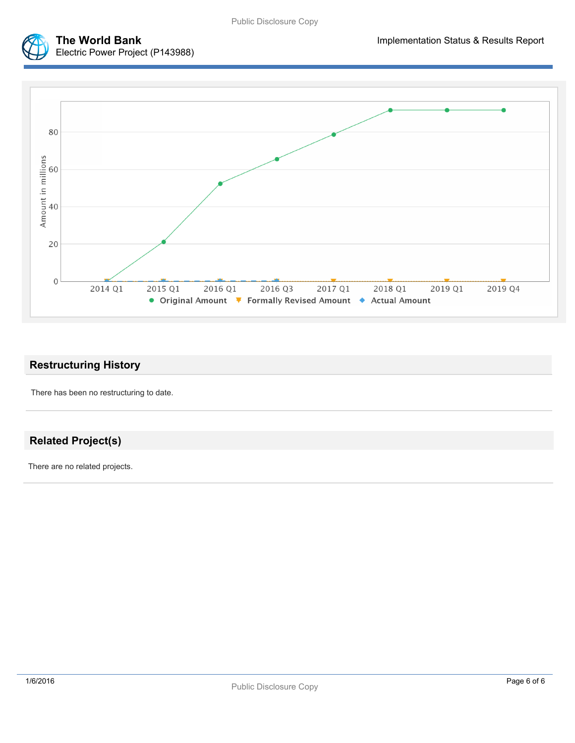80
60
40
20
0
Amount in millions
2014 Q1
2015 Q1
2016 Q1
2016 Q3
2017 Q1
2018 Q1
2019 Q1
2019 Q4
Original Amount
Formally Revised Amount
Actual Amount

## Restructuring History

There has been no restructuring to date.

## Related Project(s)

There are no related projects.